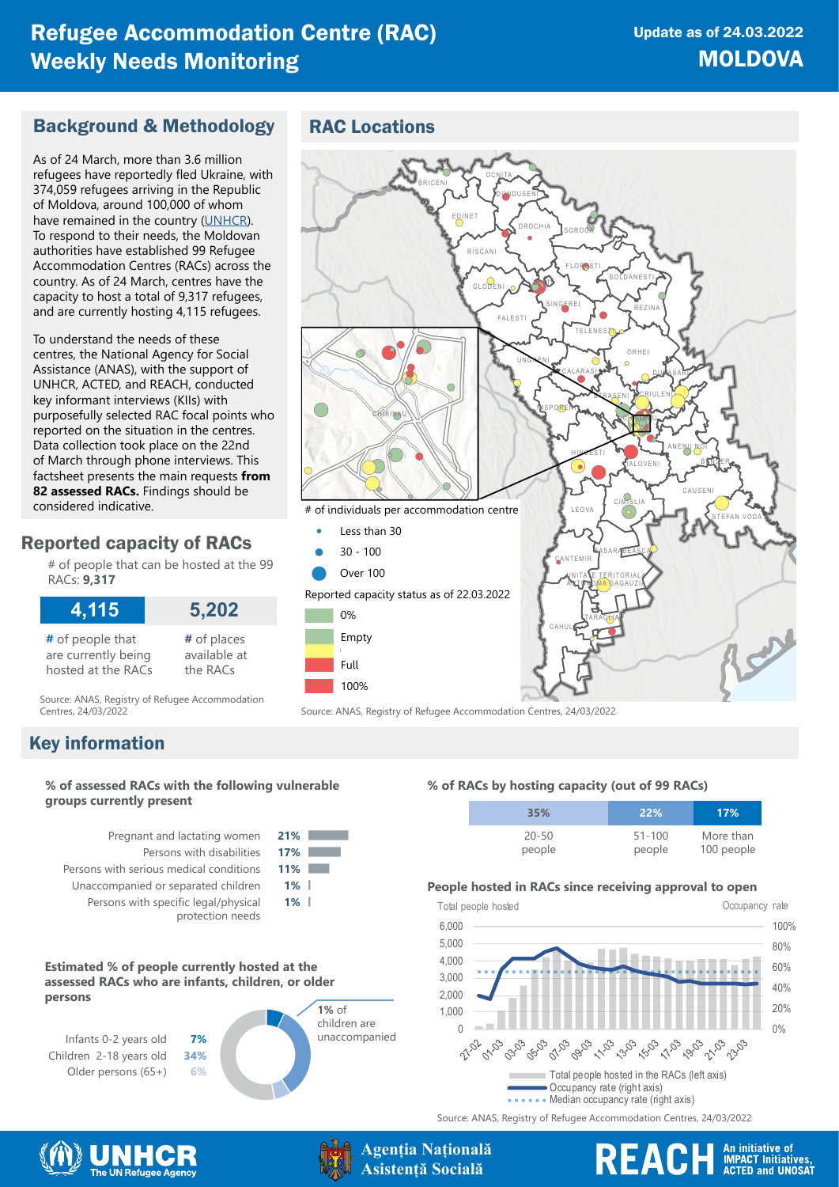# Refugee Accommodation Centre (RAC) Weekly Needs Monitoring

**Update as of 24.03.2022**

**MOLDOVA**

## Background & Methodology

As of 24 March, more than 3.6 million refugees have reportedly fled Ukraine, with 374,059 refugees arriving in the Republic of Moldova, around 100,000 of whom have remained in the country (UNHCR). To respond to their needs, the Moldovan authorities have established 99 Refugee Accommodation Centres (RACs) across the country. As of 24 March, centres have the capacity to host a total of 9,317 refugees, and are currently hosting 4,115 refugees.

To understand the needs of these centres, the National Agency for Social Assistance (ANAS), with the support of UNHCR, ACTED, and REACH, conducted key informant interviews (KIIs) with purposefully selected RAC focal points who reported on the situation in the centres. Data collection took place on the 22nd of March through phone interviews. This factsheet presents the main requests **from 82 assessed RACs.** Findings should be considered indicative.

## Reported capacity of RACs

# of people that can be hosted at the 99 RACs: **9,317**

| 4,115 | 5,202 |
|---|---|
| # of people that are currently being hosted at the RACs | # of places available at the RACs |

Source: ANAS, Registry of Refugee Accommodation Centres, 24/03/2022

## RAC Locations

\# of individuals per accommodation centre

- Less than 30
- 30 - 100
- Over 100

Reported capacity status as of 22.03.2022

- 0%
- Empty
- Full
- 100%

Source: ANAS, Registry of Refugee Accommodation Centres, 24/03/2022

## Key information

**% of assessed RACs with the following vulnerable groups currently present**

| Group | % |
|---|---|
| Pregnant and lactating women | 21% |
| Persons with disabilities | 17% |
| Persons with serious medical conditions | 11% |
| Unaccompanied or separated children | 1% |
| Persons with specific legal/physical protection needs | 1% |

**Estimated % of people currently hosted at the assessed RACs who are infants, children, or older persons**

| Group | % |
|---|---|
| Infants 0-2 years old | 7% |
| Children 2-18 years old | 34% |
| Older persons (65+) | 6% |

1% of children are unaccompanied

**% of RACs by hosting capacity (out of 99 RACs)**

| 35% | 22% | 17% |
|---|---|---|
| 20-50 people | 51-100 people | More than 100 people |

**People hosted in RACs since receiving approval to open**

- Total people hosted in the RACs (left axis)
- Occupancy rate (right axis)
- Median occupancy rate (right axis)

Source: ANAS, Registry of Refugee Accommodation Centres, 24/03/2022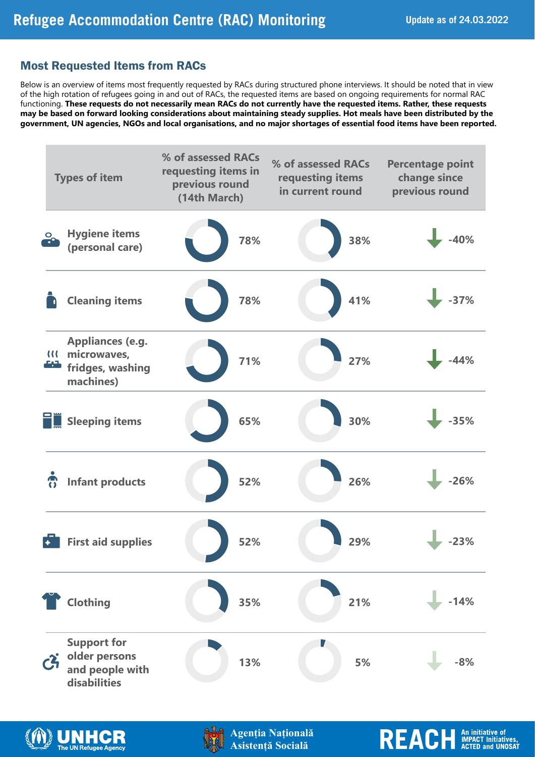# Refugee Accommodation Centre (RAC) Monitoring

Update as of 24.03.2022

## Most Requested Items from RACs

Below is an overview of items most frequently requested by RACs during structured phone interviews. It should be noted that in view of the high rotation of refugees going in and out of RACs, the requested items are based on ongoing requirements for normal RAC functioning. **These requests do not necessarily mean RACs do not currently have the requested items. Rather, these requests may be based on forward looking considerations about maintaining steady supplies. Hot meals have been distributed by the government, UN agencies, NGOs and local organisations, and no major shortages of essential food items have been reported.**

| Types of item | % of assessed RACs requesting items in previous round (14th March) | % of assessed RACs requesting items in current round | Percentage point change since previous round |
|---|---|---|---|
| Hygiene items (personal care) | 78% | 38% | -40% |
| Cleaning items | 78% | 41% | -37% |
| Appliances (e.g. microwaves, fridges, washing machines) | 71% | 27% | -44% |
| Sleeping items | 65% | 30% | -35% |
| Infant products | 52% | 26% | -26% |
| First aid supplies | 52% | 29% | -23% |
| Clothing | 35% | 21% | -14% |
| Support for older persons and people with disabilities | 13% | 5% | -8% |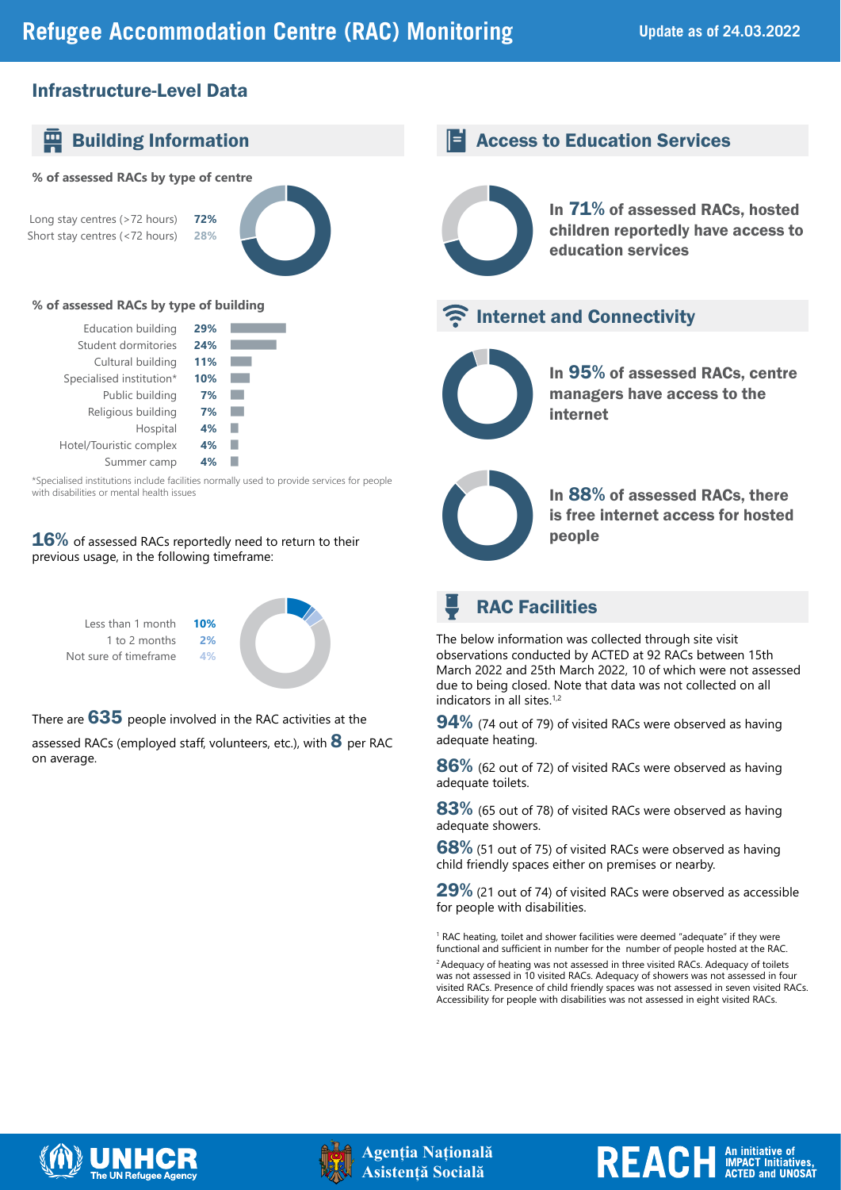# Refugee Accommodation Centre (RAC) Monitoring

Update as of 24.03.2022

## Infrastructure-Level Data

### Building Information

**% of assessed RACs by type of centre**

Long stay centres (>72 hours) **72%**
Short stay centres (<72 hours) **28%**

**% of assessed RACs by type of building**

Education building **29%**
Student dormitories **24%**
Cultural building **11%**
Specialised institution* **10%**
Public building **7%**
Religious building **7%**
Hospital **4%**
Hotel/Touristic complex **4%**
Summer camp **4%**

*Specialised institutions include facilities normally used to provide services for people with disabilities or mental health issues

**16%** of assessed RACs reportedly need to return to their previous usage, in the following timeframe:

Less than 1 month **10%**
1 to 2 months **2%**
Not sure of timeframe **4%**

There are **635** people involved in the RAC activities at the assessed RACs (employed staff, volunteers, etc.), with **8** per RAC on average.

### Access to Education Services

**In 71% of assessed RACs, hosted children reportedly have access to education services**

### Internet and Connectivity

**In 95% of assessed RACs, centre managers have access to the internet**

**In 88% of assessed RACs, there is free internet access for hosted people**

### RAC Facilities

The below information was collected through site visit observations conducted by ACTED at 92 RACs between 15th March 2022 and 25th March 2022, 10 of which were not assessed due to being closed. Note that data was not collected on all indicators in all sites.[1,2]

**94%** (74 out of 79) of visited RACs were observed as having adequate heating.

**86%** (62 out of 72) of visited RACs were observed as having adequate toilets.

**83%** (65 out of 78) of visited RACs were observed as having adequate showers.

**68%** (51 out of 75) of visited RACs were observed as having child friendly spaces either on premises or nearby.

**29%** (21 out of 74) of visited RACs were observed as accessible for people with disabilities.

[1] RAC heating, toilet and shower facilities were deemed "adequate" if they were functional and sufficient in number for the number of people hosted at the RAC.

[2] Adequacy of heating was not assessed in three visited RACs. Adequacy of toilets was not assessed in 10 visited RACs. Adequacy of showers was not assessed in four visited RACs. Presence of child friendly spaces was not assessed in seven visited RACs. Accessibility for people with disabilities was not assessed in eight visited RACs.

UNHCR The UN Refugee Agency | Agenția Națională Asistență Socială | REACH An initiative of IMPACT Initiatives, ACTED and UNOSAT